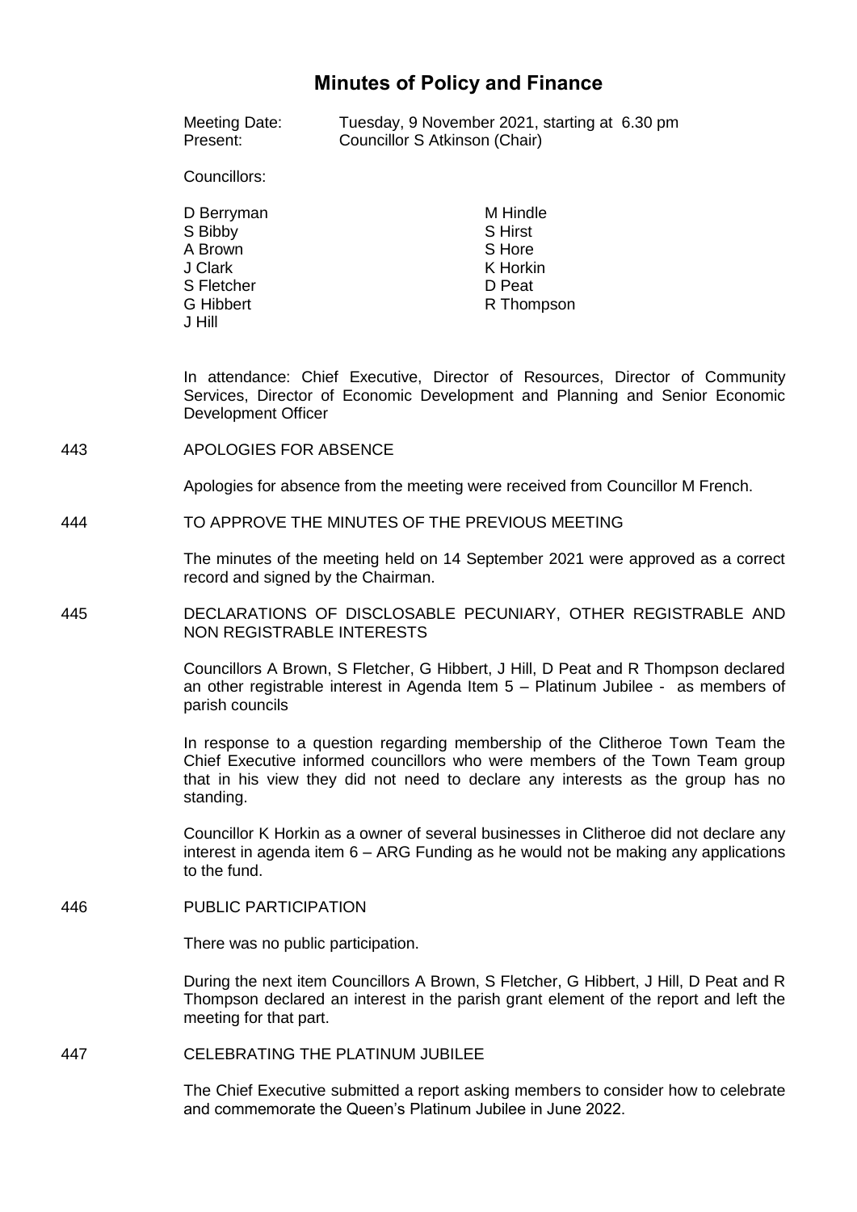# Minutes of Policy and Finance

Meeting Date: Tuesday, 9 November 2021, starting at 6.30 pm
Present: Councillor S Atkinson (Chair)

Councillors:

| | |
|---|---|
| D Berryman | M Hindle |
| S Bibby | S Hirst |
| A Brown | S Hore |
| J Clark | K Horkin |
| S Fletcher | D Peat |
| G Hibbert | R Thompson |
| J Hill | |

In attendance: Chief Executive, Director of Resources, Director of Community Services, Director of Economic Development and Planning and Senior Economic Development Officer

443 APOLOGIES FOR ABSENCE

Apologies for absence from the meeting were received from Councillor M French.

444 TO APPROVE THE MINUTES OF THE PREVIOUS MEETING

The minutes of the meeting held on 14 September 2021 were approved as a correct record and signed by the Chairman.

445 DECLARATIONS OF DISCLOSABLE PECUNIARY, OTHER REGISTRABLE AND NON REGISTRABLE INTERESTS

Councillors A Brown, S Fletcher, G Hibbert, J Hill, D Peat and R Thompson declared an other registrable interest in Agenda Item 5 – Platinum Jubilee - as members of parish councils

In response to a question regarding membership of the Clitheroe Town Team the Chief Executive informed councillors who were members of the Town Team group that in his view they did not need to declare any interests as the group has no standing.

Councillor K Horkin as a owner of several businesses in Clitheroe did not declare any interest in agenda item 6 – ARG Funding as he would not be making any applications to the fund.

446 PUBLIC PARTICIPATION

There was no public participation.

During the next item Councillors A Brown, S Fletcher, G Hibbert, J Hill, D Peat and R Thompson declared an interest in the parish grant element of the report and left the meeting for that part.

447 CELEBRATING THE PLATINUM JUBILEE

The Chief Executive submitted a report asking members to consider how to celebrate and commemorate the Queen's Platinum Jubilee in June 2022.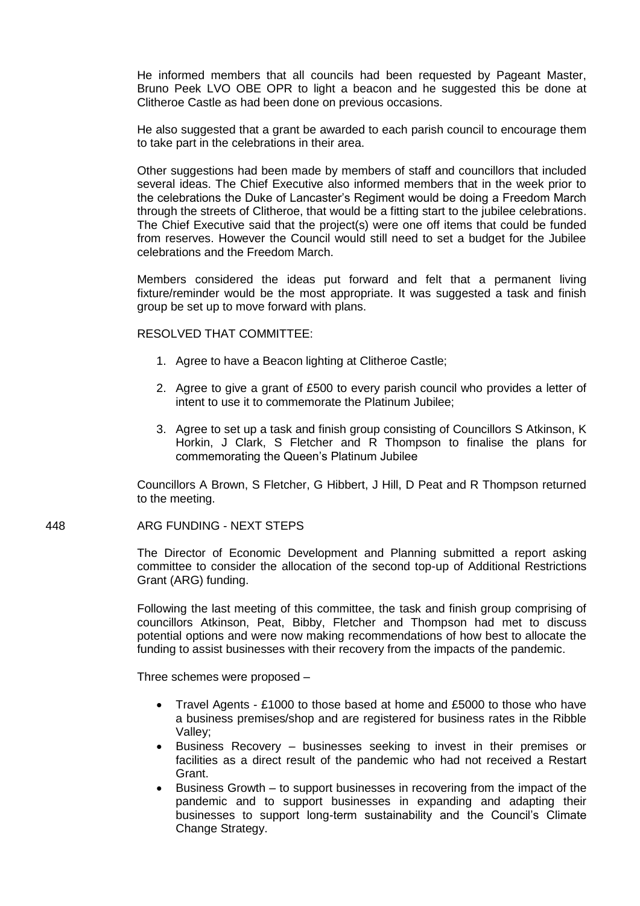He informed members that all councils had been requested by Pageant Master, Bruno Peek LVO OBE OPR to light a beacon and he suggested this be done at Clitheroe Castle as had been done on previous occasions.

He also suggested that a grant be awarded to each parish council to encourage them to take part in the celebrations in their area.

Other suggestions had been made by members of staff and councillors that included several ideas. The Chief Executive also informed members that in the week prior to the celebrations the Duke of Lancaster's Regiment would be doing a Freedom March through the streets of Clitheroe, that would be a fitting start to the jubilee celebrations. The Chief Executive said that the project(s) were one off items that could be funded from reserves. However the Council would still need to set a budget for the Jubilee celebrations and the Freedom March.

Members considered the ideas put forward and felt that a permanent living fixture/reminder would be the most appropriate. It was suggested a task and finish group be set up to move forward with plans.

RESOLVED THAT COMMITTEE:

1. Agree to have a Beacon lighting at Clitheroe Castle;
2. Agree to give a grant of £500 to every parish council who provides a letter of intent to use it to commemorate the Platinum Jubilee;
3. Agree to set up a task and finish group consisting of Councillors S Atkinson, K Horkin, J Clark, S Fletcher and R Thompson to finalise the plans for commemorating the Queen's Platinum Jubilee

Councillors A Brown, S Fletcher, G Hibbert, J Hill, D Peat and R Thompson returned to the meeting.

448 ARG FUNDING - NEXT STEPS

The Director of Economic Development and Planning submitted a report asking committee to consider the allocation of the second top-up of Additional Restrictions Grant (ARG) funding.

Following the last meeting of this committee, the task and finish group comprising of councillors Atkinson, Peat, Bibby, Fletcher and Thompson had met to discuss potential options and were now making recommendations of how best to allocate the funding to assist businesses with their recovery from the impacts of the pandemic.

Three schemes were proposed –

- Travel Agents - £1000 to those based at home and £5000 to those who have a business premises/shop and are registered for business rates in the Ribble Valley;
- Business Recovery – businesses seeking to invest in their premises or facilities as a direct result of the pandemic who had not received a Restart Grant.
- Business Growth – to support businesses in recovering from the impact of the pandemic and to support businesses in expanding and adapting their businesses to support long-term sustainability and the Council's Climate Change Strategy.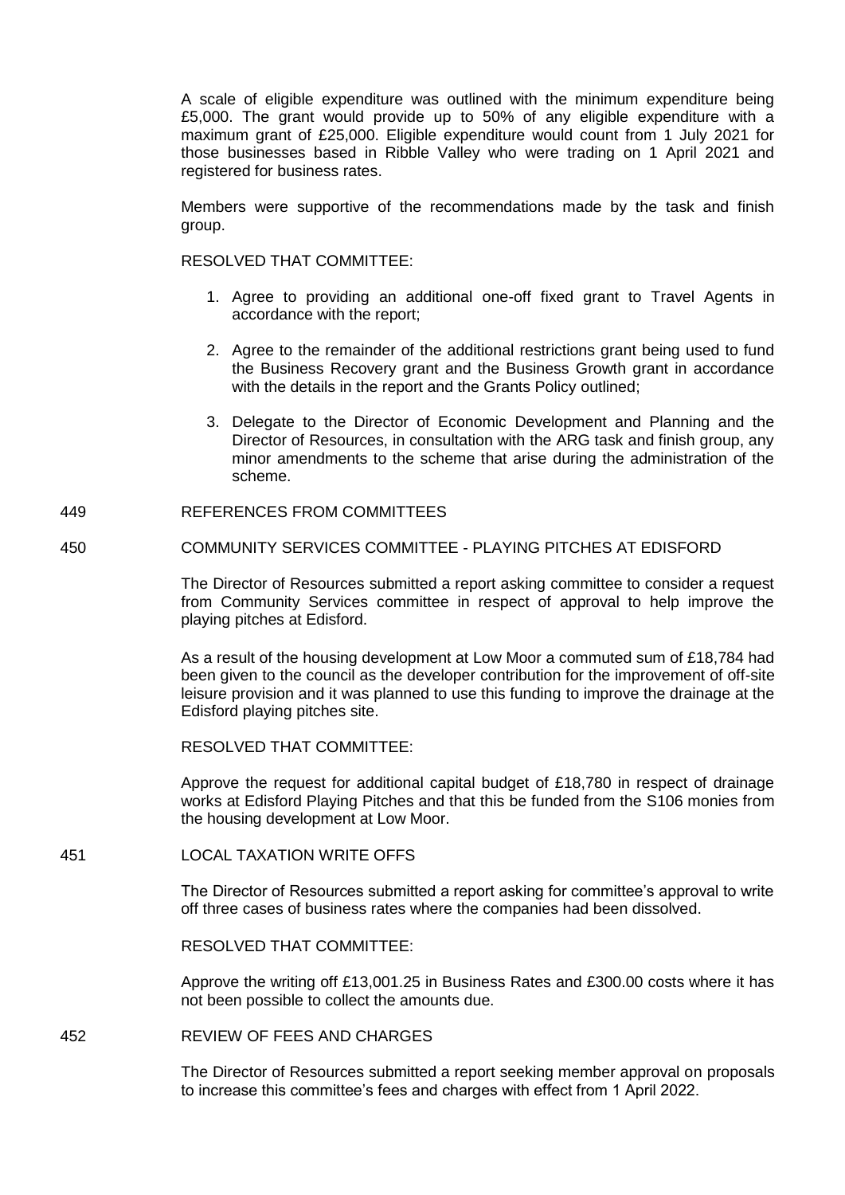A scale of eligible expenditure was outlined with the minimum expenditure being £5,000. The grant would provide up to 50% of any eligible expenditure with a maximum grant of £25,000. Eligible expenditure would count from 1 July 2021 for those businesses based in Ribble Valley who were trading on 1 April 2021 and registered for business rates.

Members were supportive of the recommendations made by the task and finish group.

RESOLVED THAT COMMITTEE:

1. Agree to providing an additional one-off fixed grant to Travel Agents in accordance with the report;
2. Agree to the remainder of the additional restrictions grant being used to fund the Business Recovery grant and the Business Growth grant in accordance with the details in the report and the Grants Policy outlined;
3. Delegate to the Director of Economic Development and Planning and the Director of Resources, in consultation with the ARG task and finish group, any minor amendments to the scheme that arise during the administration of the scheme.

449 REFERENCES FROM COMMITTEES

450 COMMUNITY SERVICES COMMITTEE - PLAYING PITCHES AT EDISFORD

The Director of Resources submitted a report asking committee to consider a request from Community Services committee in respect of approval to help improve the playing pitches at Edisford.

As a result of the housing development at Low Moor a commuted sum of £18,784 had been given to the council as the developer contribution for the improvement of off-site leisure provision and it was planned to use this funding to improve the drainage at the Edisford playing pitches site.

RESOLVED THAT COMMITTEE:

Approve the request for additional capital budget of £18,780 in respect of drainage works at Edisford Playing Pitches and that this be funded from the S106 monies from the housing development at Low Moor.

451 LOCAL TAXATION WRITE OFFS

The Director of Resources submitted a report asking for committee's approval to write off three cases of business rates where the companies had been dissolved.

RESOLVED THAT COMMITTEE:

Approve the writing off £13,001.25 in Business Rates and £300.00 costs where it has not been possible to collect the amounts due.

452 REVIEW OF FEES AND CHARGES

The Director of Resources submitted a report seeking member approval on proposals to increase this committee's fees and charges with effect from 1 April 2022.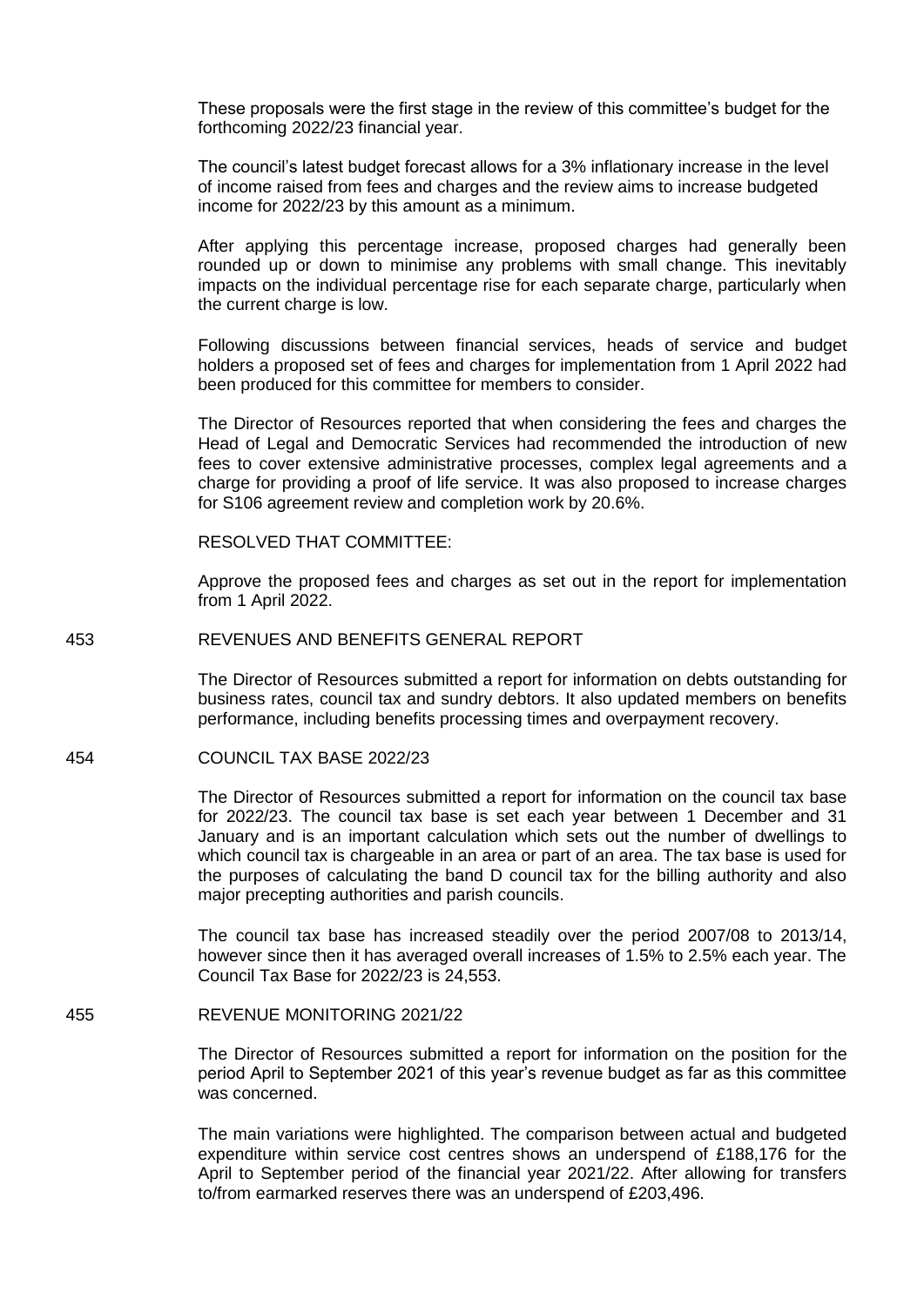These proposals were the first stage in the review of this committee's budget for the forthcoming 2022/23 financial year.

The council's latest budget forecast allows for a 3% inflationary increase in the level of income raised from fees and charges and the review aims to increase budgeted income for 2022/23 by this amount as a minimum.

After applying this percentage increase, proposed charges had generally been rounded up or down to minimise any problems with small change. This inevitably impacts on the individual percentage rise for each separate charge, particularly when the current charge is low.

Following discussions between financial services, heads of service and budget holders a proposed set of fees and charges for implementation from 1 April 2022 had been produced for this committee for members to consider.

The Director of Resources reported that when considering the fees and charges the Head of Legal and Democratic Services had recommended the introduction of new fees to cover extensive administrative processes, complex legal agreements and a charge for providing a proof of life service. It was also proposed to increase charges for S106 agreement review and completion work by 20.6%.

RESOLVED THAT COMMITTEE:

Approve the proposed fees and charges as set out in the report for implementation from 1 April 2022.

## 453 REVENUES AND BENEFITS GENERAL REPORT

The Director of Resources submitted a report for information on debts outstanding for business rates, council tax and sundry debtors. It also updated members on benefits performance, including benefits processing times and overpayment recovery.

## 454 COUNCIL TAX BASE 2022/23

The Director of Resources submitted a report for information on the council tax base for 2022/23. The council tax base is set each year between 1 December and 31 January and is an important calculation which sets out the number of dwellings to which council tax is chargeable in an area or part of an area. The tax base is used for the purposes of calculating the band D council tax for the billing authority and also major precepting authorities and parish councils.

The council tax base has increased steadily over the period 2007/08 to 2013/14, however since then it has averaged overall increases of 1.5% to 2.5% each year. The Council Tax Base for 2022/23 is 24,553.

## 455 REVENUE MONITORING 2021/22

The Director of Resources submitted a report for information on the position for the period April to September 2021 of this year's revenue budget as far as this committee was concerned.

The main variations were highlighted. The comparison between actual and budgeted expenditure within service cost centres shows an underspend of £188,176 for the April to September period of the financial year 2021/22. After allowing for transfers to/from earmarked reserves there was an underspend of £203,496.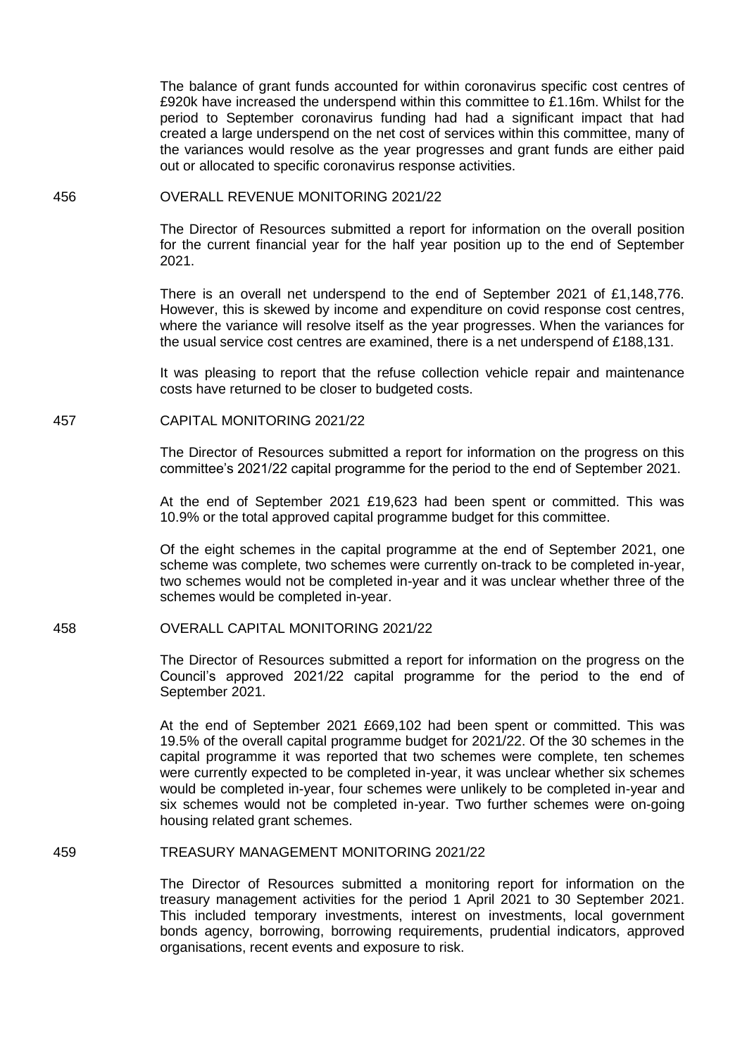The balance of grant funds accounted for within coronavirus specific cost centres of £920k have increased the underspend within this committee to £1.16m. Whilst for the period to September coronavirus funding had had a significant impact that had created a large underspend on the net cost of services within this committee, many of the variances would resolve as the year progresses and grant funds are either paid out or allocated to specific coronavirus response activities.

## 456 OVERALL REVENUE MONITORING 2021/22

The Director of Resources submitted a report for information on the overall position for the current financial year for the half year position up to the end of September 2021.

There is an overall net underspend to the end of September 2021 of £1,148,776. However, this is skewed by income and expenditure on covid response cost centres, where the variance will resolve itself as the year progresses. When the variances for the usual service cost centres are examined, there is a net underspend of £188,131.

It was pleasing to report that the refuse collection vehicle repair and maintenance costs have returned to be closer to budgeted costs.

## 457 CAPITAL MONITORING 2021/22

The Director of Resources submitted a report for information on the progress on this committee's 2021/22 capital programme for the period to the end of September 2021.

At the end of September 2021 £19,623 had been spent or committed. This was 10.9% or the total approved capital programme budget for this committee.

Of the eight schemes in the capital programme at the end of September 2021, one scheme was complete, two schemes were currently on-track to be completed in-year, two schemes would not be completed in-year and it was unclear whether three of the schemes would be completed in-year.

## 458 OVERALL CAPITAL MONITORING 2021/22

The Director of Resources submitted a report for information on the progress on the Council's approved 2021/22 capital programme for the period to the end of September 2021.

At the end of September 2021 £669,102 had been spent or committed. This was 19.5% of the overall capital programme budget for 2021/22. Of the 30 schemes in the capital programme it was reported that two schemes were complete, ten schemes were currently expected to be completed in-year, it was unclear whether six schemes would be completed in-year, four schemes were unlikely to be completed in-year and six schemes would not be completed in-year. Two further schemes were on-going housing related grant schemes.

## 459 TREASURY MANAGEMENT MONITORING 2021/22

The Director of Resources submitted a monitoring report for information on the treasury management activities for the period 1 April 2021 to 30 September 2021. This included temporary investments, interest on investments, local government bonds agency, borrowing, borrowing requirements, prudential indicators, approved organisations, recent events and exposure to risk.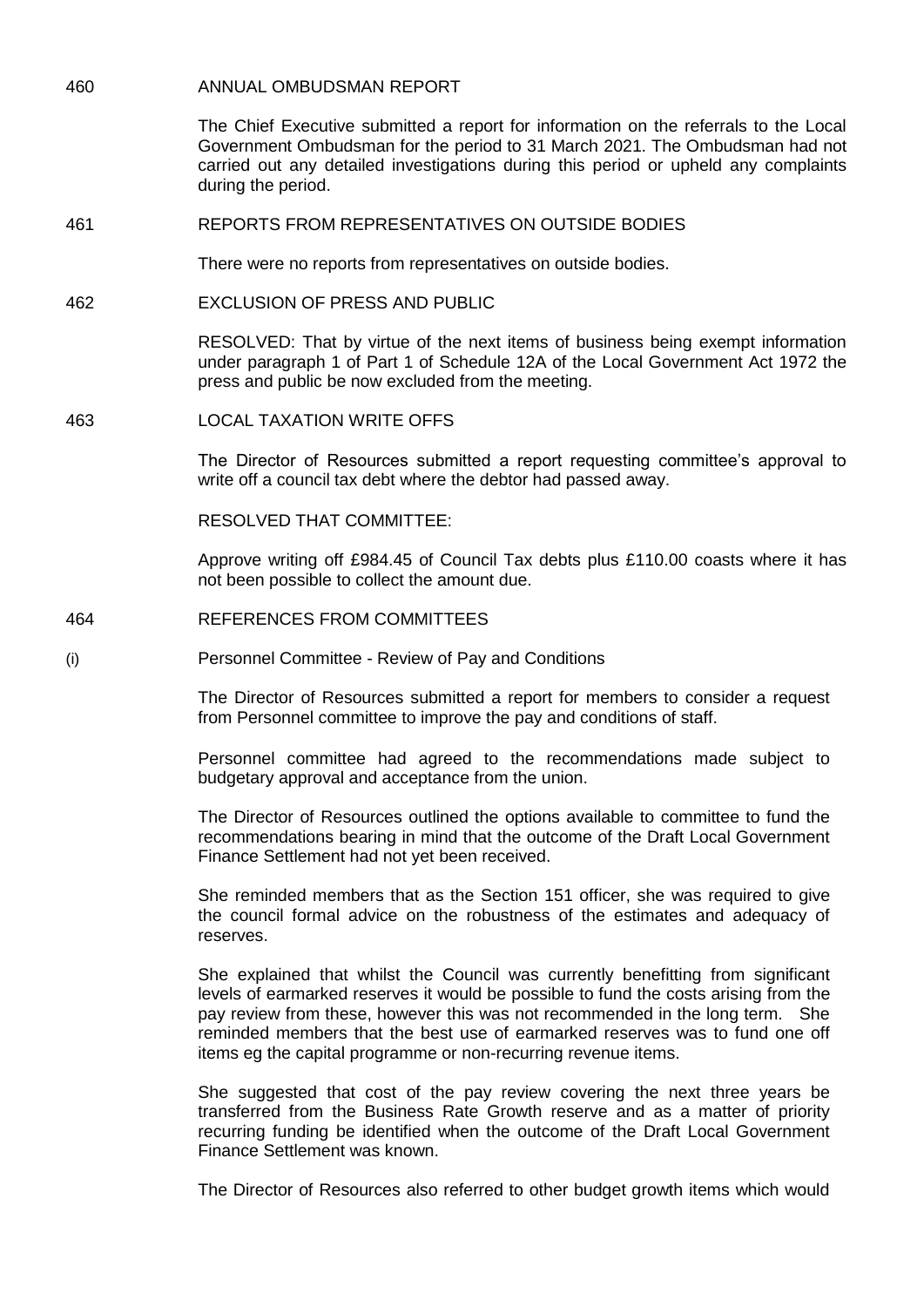460 ANNUAL OMBUDSMAN REPORT

The Chief Executive submitted a report for information on the referrals to the Local Government Ombudsman for the period to 31 March 2021. The Ombudsman had not carried out any detailed investigations during this period or upheld any complaints during the period.

461 REPORTS FROM REPRESENTATIVES ON OUTSIDE BODIES

There were no reports from representatives on outside bodies.

462 EXCLUSION OF PRESS AND PUBLIC

RESOLVED: That by virtue of the next items of business being exempt information under paragraph 1 of Part 1 of Schedule 12A of the Local Government Act 1972 the press and public be now excluded from the meeting.

463 LOCAL TAXATION WRITE OFFS

The Director of Resources submitted a report requesting committee's approval to write off a council tax debt where the debtor had passed away.

RESOLVED THAT COMMITTEE:

Approve writing off £984.45 of Council Tax debts plus £110.00 coasts where it has not been possible to collect the amount due.

464 REFERENCES FROM COMMITTEES

(i) Personnel Committee - Review of Pay and Conditions

The Director of Resources submitted a report for members to consider a request from Personnel committee to improve the pay and conditions of staff.

Personnel committee had agreed to the recommendations made subject to budgetary approval and acceptance from the union.

The Director of Resources outlined the options available to committee to fund the recommendations bearing in mind that the outcome of the Draft Local Government Finance Settlement had not yet been received.

She reminded members that as the Section 151 officer, she was required to give the council formal advice on the robustness of the estimates and adequacy of reserves.

She explained that whilst the Council was currently benefitting from significant levels of earmarked reserves it would be possible to fund the costs arising from the pay review from these, however this was not recommended in the long term. She reminded members that the best use of earmarked reserves was to fund one off items eg the capital programme or non-recurring revenue items.

She suggested that cost of the pay review covering the next three years be transferred from the Business Rate Growth reserve and as a matter of priority recurring funding be identified when the outcome of the Draft Local Government Finance Settlement was known.

The Director of Resources also referred to other budget growth items which would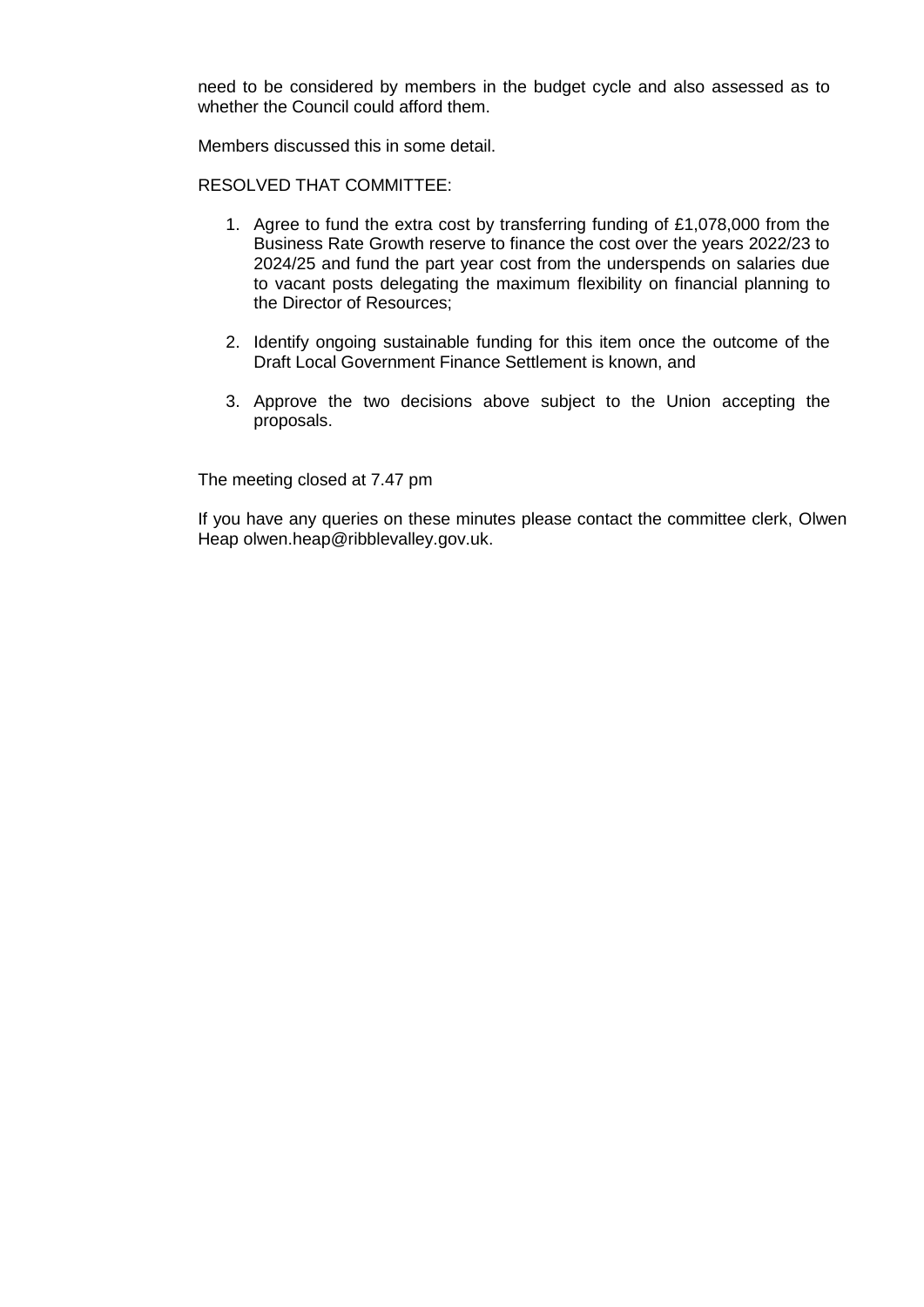need to be considered by members in the budget cycle and also assessed as to whether the Council could afford them.

Members discussed this in some detail.

RESOLVED THAT COMMITTEE:

1. Agree to fund the extra cost by transferring funding of £1,078,000 from the Business Rate Growth reserve to finance the cost over the years 2022/23 to 2024/25 and fund the part year cost from the underspends on salaries due to vacant posts delegating the maximum flexibility on financial planning to the Director of Resources;

2. Identify ongoing sustainable funding for this item once the outcome of the Draft Local Government Finance Settlement is known, and

3. Approve the two decisions above subject to the Union accepting the proposals.

The meeting closed at 7.47 pm

If you have any queries on these minutes please contact the committee clerk, Olwen Heap olwen.heap@ribblevalley.gov.uk.